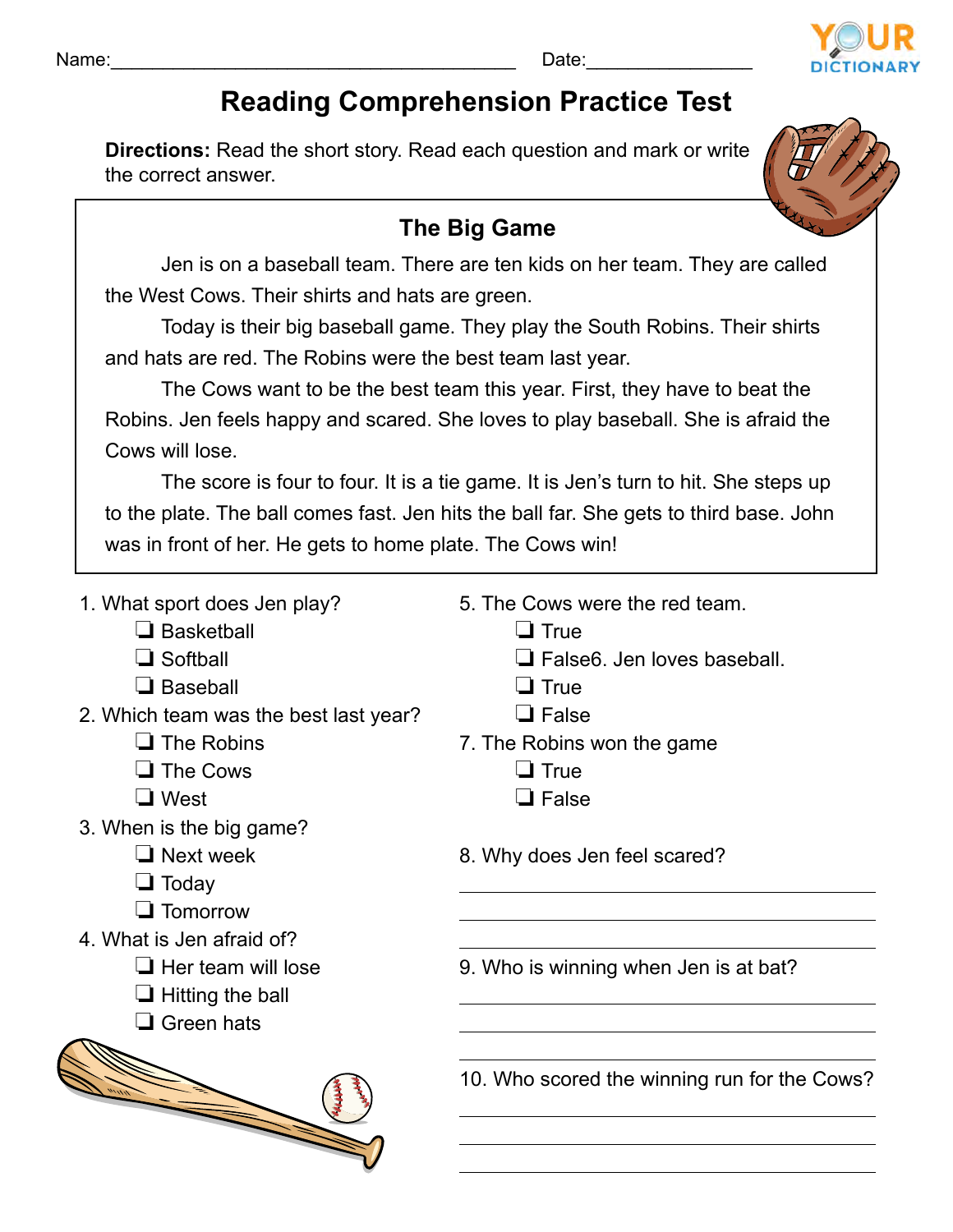Name:________________________________________ Date:________________

# Reading Comprehension Practice Test

**Directions:** Read the short story. Read each question and mark or write the correct answer.

## The Big Game

Jen is on a baseball team. There are ten kids on her team. They are called the West Cows. Their shirts and hats are green.

Today is their big baseball game. They play the South Robins. Their shirts and hats are red. The Robins were the best team last year.

The Cows want to be the best team this year. First, they have to beat the Robins. Jen feels happy and scared. She loves to play baseball. She is afraid the Cows will lose.

The score is four to four. It is a tie game. It is Jen's turn to hit. She steps up to the plate. The ball comes fast. Jen hits the ball far. She gets to third base. John was in front of her. He gets to home plate. The Cows win!

1. What sport does Jen play?
   - ❏ Basketball
   - ❏ Softball
   - ❏ Baseball
2. Which team was the best last year?
   - ❏ The Robins
   - ❏ The Cows
   - ❏ West
3. When is the big game?
   - ❏ Next week
   - ❏ Today
   - ❏ Tomorrow
4. What is Jen afraid of?
   - ❏ Her team will lose
   - ❏ Hitting the ball
   - ❏ Green hats
5. The Cows were the red team.
   - ❏ True
   - ❏ False
6. Jen loves baseball.
   - ❏ True
   - ❏ False
7. The Robins won the game
   - ❏ True
   - ❏ False
8. Why does Jen feel scared?

   ________________________________________

   ________________________________________

   ________________________________________

9. Who is winning when Jen is at bat?

   ________________________________________

   ________________________________________

   ________________________________________

10. Who scored the winning run for the Cows?

    ________________________________________

    ________________________________________

    ________________________________________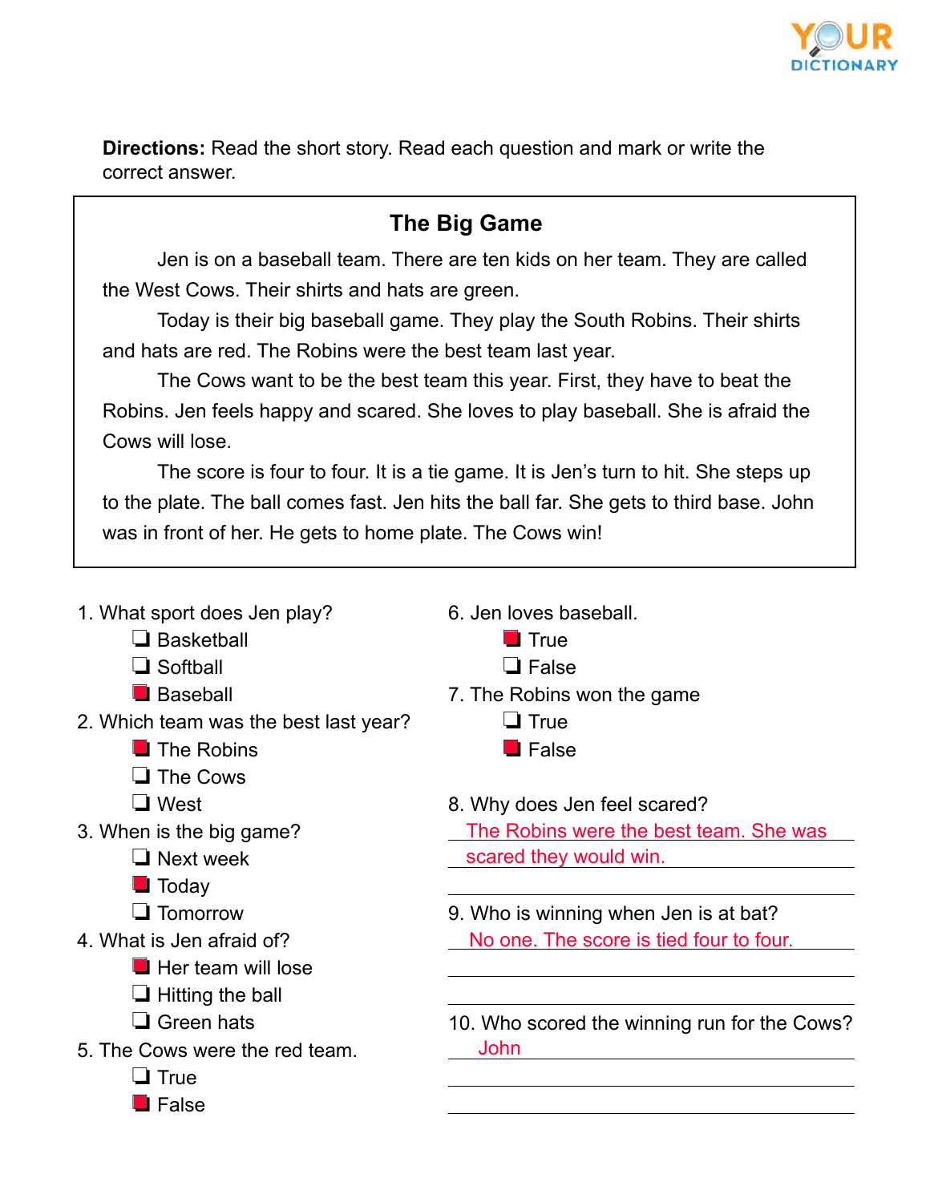**Directions:** Read the short story. Read each question and mark or write the correct answer.

## The Big Game

Jen is on a baseball team. There are ten kids on her team. They are called the West Cows. Their shirts and hats are green.

Today is their big baseball game. They play the South Robins. Their shirts and hats are red. The Robins were the best team last year.

The Cows want to be the best team this year. First, they have to beat the Robins. Jen feels happy and scared. She loves to play baseball. She is afraid the Cows will lose.

The score is four to four. It is a tie game. It is Jen's turn to hit. She steps up to the plate. The ball comes fast. Jen hits the ball far. She gets to third base. John was in front of her. He gets to home plate. The Cows win!

1. What sport does Jen play?
   - [ ] Basketball
   - [ ] Softball
   - [x] Baseball
2. Which team was the best last year?
   - [x] The Robins
   - [ ] The Cows
   - [ ] West
3. When is the big game?
   - [ ] Next week
   - [x] Today
   - [ ] Tomorrow
4. What is Jen afraid of?
   - [x] Her team will lose
   - [ ] Hitting the ball
   - [ ] Green hats
5. The Cows were the red team.
   - [ ] True
   - [x] False
6. Jen loves baseball.
   - [x] True
   - [ ] False
7. The Robins won the game
   - [ ] True
   - [x] False
8. Why does Jen feel scared?

   The Robins were the best team. She was scared they would win.

9. Who is winning when Jen is at bat?

   No one. The score is tied four to four.

10. Who scored the winning run for the Cows?

    John